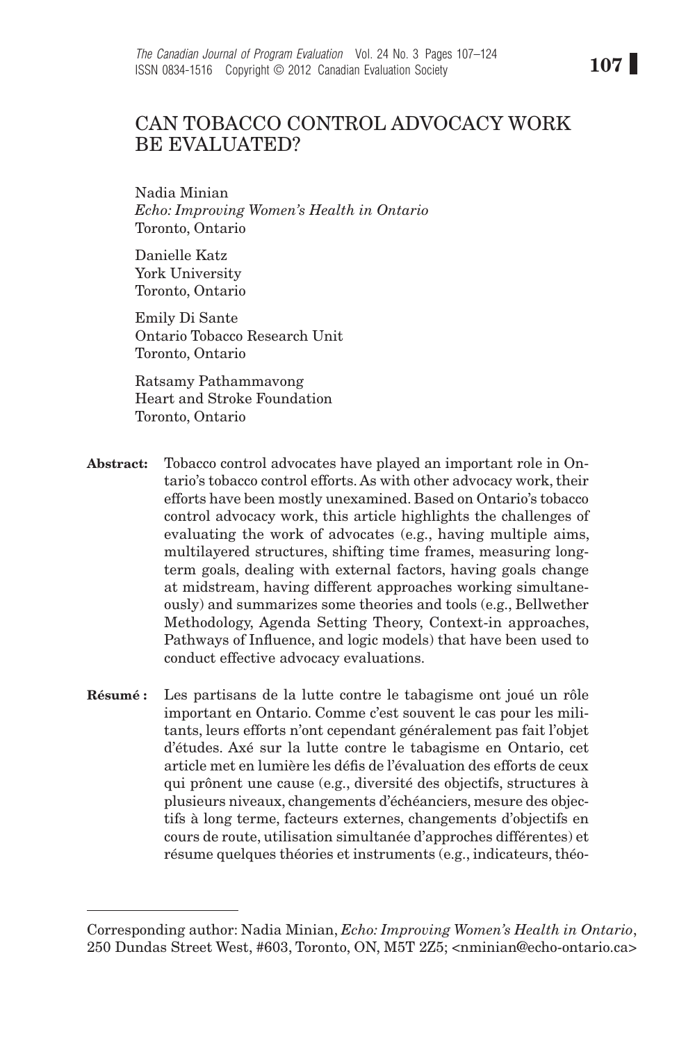# CAN TOBACCO CONTROL ADVOCACY WORK BE EVALUATED?

Nadia Minian
*Echo: Improving Women's Health in Ontario*
Toronto, Ontario

Danielle Katz
York University
Toronto, Ontario

Emily Di Sante
Ontario Tobacco Research Unit
Toronto, Ontario

Ratsamy Pathammavong
Heart and Stroke Foundation
Toronto, Ontario

**Abstract:** Tobacco control advocates have played an important role in Ontario's tobacco control efforts. As with other advocacy work, their efforts have been mostly unexamined. Based on Ontario's tobacco control advocacy work, this article highlights the challenges of evaluating the work of advocates (e.g., having multiple aims, multilayered structures, shifting time frames, measuring long-term goals, dealing with external factors, having goals change at midstream, having different approaches working simultaneously) and summarizes some theories and tools (e.g., Bellwether Methodology, Agenda Setting Theory, Context-in approaches, Pathways of Influence, and logic models) that have been used to conduct effective advocacy evaluations.

**Résumé :** Les partisans de la lutte contre le tabagisme ont joué un rôle important en Ontario. Comme c'est souvent le cas pour les militants, leurs efforts n'ont cependant généralement pas fait l'objet d'études. Axé sur la lutte contre le tabagisme en Ontario, cet article met en lumière les défis de l'évaluation des efforts de ceux qui prônent une cause (e.g., diversité des objectifs, structures à plusieurs niveaux, changements d'échéanciers, mesure des objectifs à long terme, facteurs externes, changements d'objectifs en cours de route, utilisation simultanée d'approches différentes) et résume quelques théories et instruments (e.g., indicateurs, théo-

---

Corresponding author: Nadia Minian, *Echo: Improving Women's Health in Ontario*, 250 Dundas Street West, #603, Toronto, ON, M5T 2Z5; <nminian@echo-ontario.ca>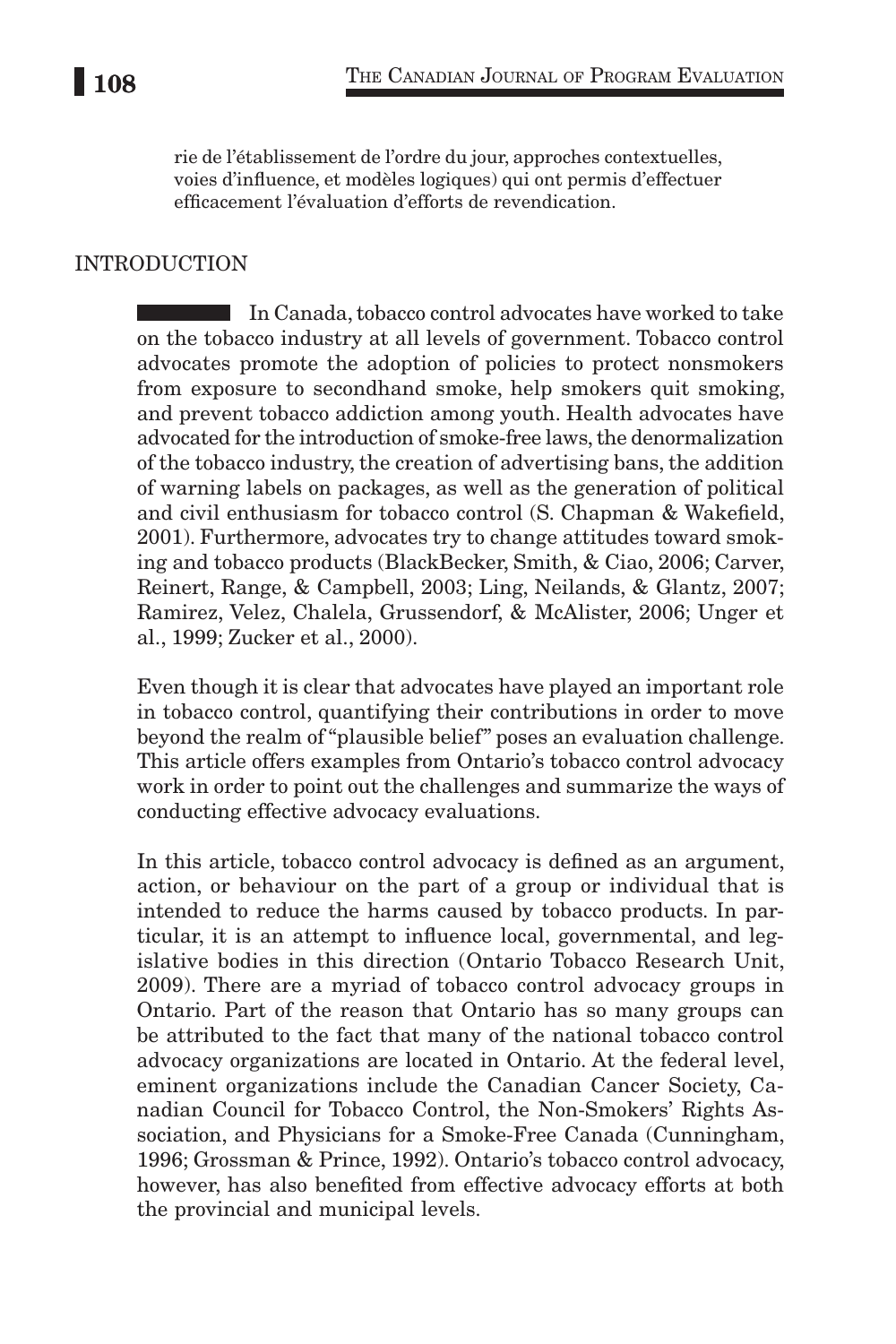rie de l'établissement de l'ordre du jour, approches contextuelles, voies d'influence, et modèles logiques) qui ont permis d'effectuer efficacement l'évaluation d'efforts de revendication.

## INTRODUCTION

In Canada, tobacco control advocates have worked to take on the tobacco industry at all levels of government. Tobacco control advocates promote the adoption of policies to protect nonsmokers from exposure to secondhand smoke, help smokers quit smoking, and prevent tobacco addiction among youth. Health advocates have advocated for the introduction of smoke-free laws, the denormalization of the tobacco industry, the creation of advertising bans, the addition of warning labels on packages, as well as the generation of political and civil enthusiasm for tobacco control (S. Chapman & Wakefield, 2001). Furthermore, advocates try to change attitudes toward smoking and tobacco products (BlackBecker, Smith, & Ciao, 2006; Carver, Reinert, Range, & Campbell, 2003; Ling, Neilands, & Glantz, 2007; Ramirez, Velez, Chalela, Grussendorf, & McAlister, 2006; Unger et al., 1999; Zucker et al., 2000).

Even though it is clear that advocates have played an important role in tobacco control, quantifying their contributions in order to move beyond the realm of "plausible belief" poses an evaluation challenge. This article offers examples from Ontario's tobacco control advocacy work in order to point out the challenges and summarize the ways of conducting effective advocacy evaluations.

In this article, tobacco control advocacy is defined as an argument, action, or behaviour on the part of a group or individual that is intended to reduce the harms caused by tobacco products. In particular, it is an attempt to influence local, governmental, and legislative bodies in this direction (Ontario Tobacco Research Unit, 2009). There are a myriad of tobacco control advocacy groups in Ontario. Part of the reason that Ontario has so many groups can be attributed to the fact that many of the national tobacco control advocacy organizations are located in Ontario. At the federal level, eminent organizations include the Canadian Cancer Society, Canadian Council for Tobacco Control, the Non-Smokers' Rights Association, and Physicians for a Smoke-Free Canada (Cunningham, 1996; Grossman & Prince, 1992). Ontario's tobacco control advocacy, however, has also benefited from effective advocacy efforts at both the provincial and municipal levels.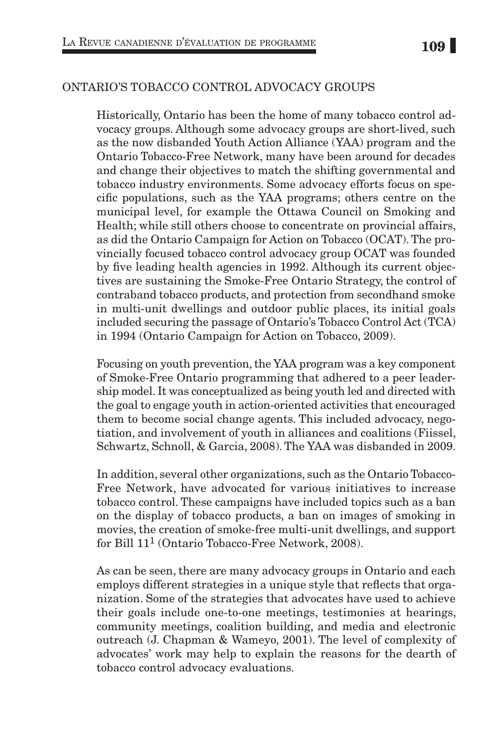## ONTARIO'S TOBACCO CONTROL ADVOCACY GROUPS

Historically, Ontario has been the home of many tobacco control advocacy groups. Although some advocacy groups are short-lived, such as the now disbanded Youth Action Alliance (YAA) program and the Ontario Tobacco-Free Network, many have been around for decades and change their objectives to match the shifting governmental and tobacco industry environments. Some advocacy efforts focus on specific populations, such as the YAA programs; others centre on the municipal level, for example the Ottawa Council on Smoking and Health; while still others choose to concentrate on provincial affairs, as did the Ontario Campaign for Action on Tobacco (OCAT). The provincially focused tobacco control advocacy group OCAT was founded by five leading health agencies in 1992. Although its current objectives are sustaining the Smoke-Free Ontario Strategy, the control of contraband tobacco products, and protection from secondhand smoke in multi-unit dwellings and outdoor public places, its initial goals included securing the passage of Ontario's Tobacco Control Act (TCA) in 1994 (Ontario Campaign for Action on Tobacco, 2009).

Focusing on youth prevention, the YAA program was a key component of Smoke-Free Ontario programming that adhered to a peer leadership model. It was conceptualized as being youth led and directed with the goal to engage youth in action-oriented activities that encouraged them to become social change agents. This included advocacy, negotiation, and involvement of youth in alliances and coalitions (Fiissel, Schwartz, Schnoll, & Garcia, 2008). The YAA was disbanded in 2009.

In addition, several other organizations, such as the Ontario Tobacco-Free Network, have advocated for various initiatives to increase tobacco control. These campaigns have included topics such as a ban on the display of tobacco products, a ban on images of smoking in movies, the creation of smoke-free multi-unit dwellings, and support for Bill 11[1] (Ontario Tobacco-Free Network, 2008).

As can be seen, there are many advocacy groups in Ontario and each employs different strategies in a unique style that reflects that organization. Some of the strategies that advocates have used to achieve their goals include one-to-one meetings, testimonies at hearings, community meetings, coalition building, and media and electronic outreach (J. Chapman & Wameyo, 2001). The level of complexity of advocates' work may help to explain the reasons for the dearth of tobacco control advocacy evaluations.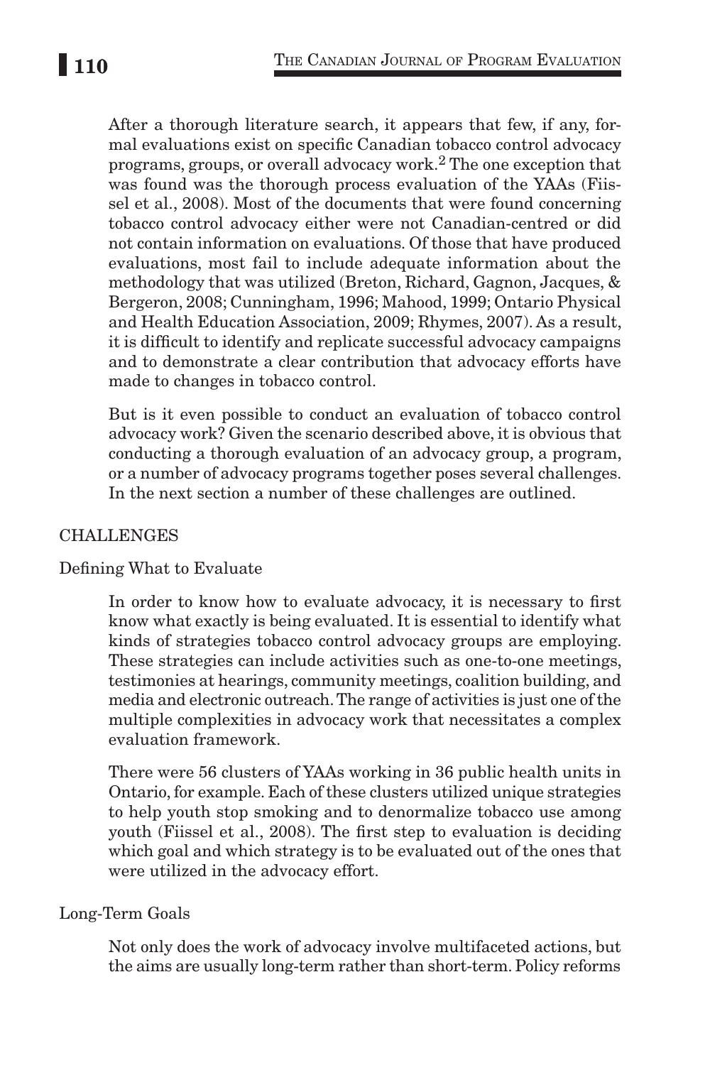After a thorough literature search, it appears that few, if any, formal evaluations exist on specific Canadian tobacco control advocacy programs, groups, or overall advocacy work.[2] The one exception that was found was the thorough process evaluation of the YAAs (Fiissel et al., 2008). Most of the documents that were found concerning tobacco control advocacy either were not Canadian-centred or did not contain information on evaluations. Of those that have produced evaluations, most fail to include adequate information about the methodology that was utilized (Breton, Richard, Gagnon, Jacques, & Bergeron, 2008; Cunningham, 1996; Mahood, 1999; Ontario Physical and Health Education Association, 2009; Rhymes, 2007). As a result, it is difficult to identify and replicate successful advocacy campaigns and to demonstrate a clear contribution that advocacy efforts have made to changes in tobacco control.

But is it even possible to conduct an evaluation of tobacco control advocacy work? Given the scenario described above, it is obvious that conducting a thorough evaluation of an advocacy group, a program, or a number of advocacy programs together poses several challenges. In the next section a number of these challenges are outlined.

## CHALLENGES

### Defining What to Evaluate

In order to know how to evaluate advocacy, it is necessary to first know what exactly is being evaluated. It is essential to identify what kinds of strategies tobacco control advocacy groups are employing. These strategies can include activities such as one-to-one meetings, testimonies at hearings, community meetings, coalition building, and media and electronic outreach. The range of activities is just one of the multiple complexities in advocacy work that necessitates a complex evaluation framework.

There were 56 clusters of YAAs working in 36 public health units in Ontario, for example. Each of these clusters utilized unique strategies to help youth stop smoking and to denormalize tobacco use among youth (Fiissel et al., 2008). The first step to evaluation is deciding which goal and which strategy is to be evaluated out of the ones that were utilized in the advocacy effort.

### Long-Term Goals

Not only does the work of advocacy involve multifaceted actions, but the aims are usually long-term rather than short-term. Policy reforms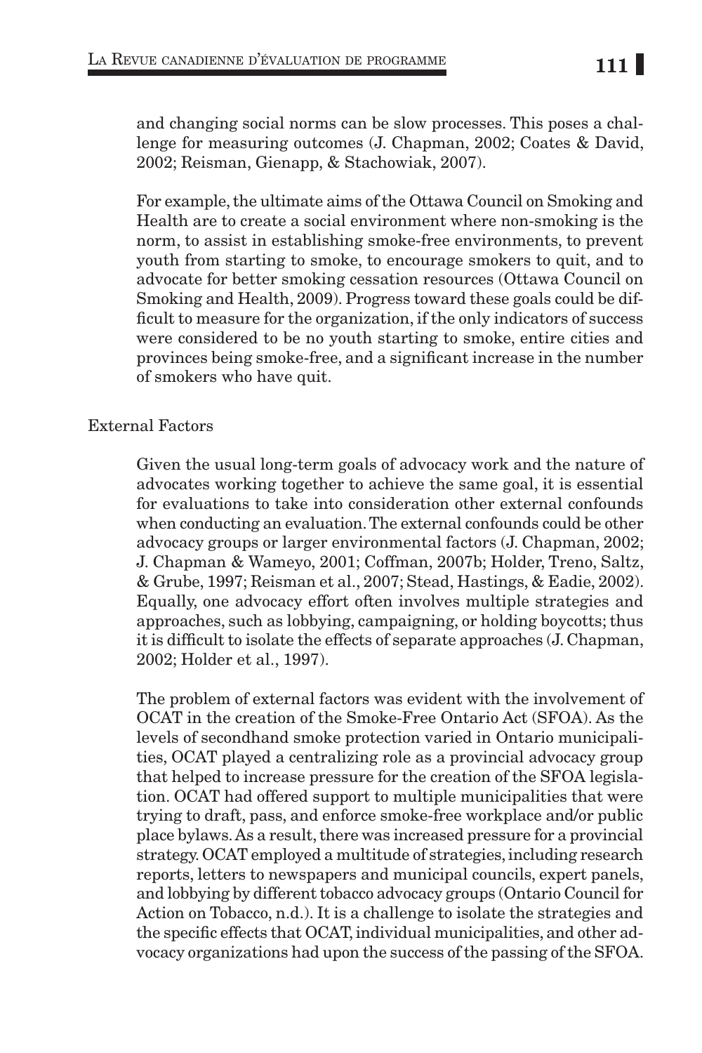and changing social norms can be slow processes. This poses a challenge for measuring outcomes (J. Chapman, 2002; Coates & David, 2002; Reisman, Gienapp, & Stachowiak, 2007).

For example, the ultimate aims of the Ottawa Council on Smoking and Health are to create a social environment where non-smoking is the norm, to assist in establishing smoke-free environments, to prevent youth from starting to smoke, to encourage smokers to quit, and to advocate for better smoking cessation resources (Ottawa Council on Smoking and Health, 2009). Progress toward these goals could be difficult to measure for the organization, if the only indicators of success were considered to be no youth starting to smoke, entire cities and provinces being smoke-free, and a significant increase in the number of smokers who have quit.

## External Factors

Given the usual long-term goals of advocacy work and the nature of advocates working together to achieve the same goal, it is essential for evaluations to take into consideration other external confounds when conducting an evaluation. The external confounds could be other advocacy groups or larger environmental factors (J. Chapman, 2002; J. Chapman & Wameyo, 2001; Coffman, 2007b; Holder, Treno, Saltz, & Grube, 1997; Reisman et al., 2007; Stead, Hastings, & Eadie, 2002). Equally, one advocacy effort often involves multiple strategies and approaches, such as lobbying, campaigning, or holding boycotts; thus it is difficult to isolate the effects of separate approaches (J. Chapman, 2002; Holder et al., 1997).

The problem of external factors was evident with the involvement of OCAT in the creation of the Smoke-Free Ontario Act (SFOA). As the levels of secondhand smoke protection varied in Ontario municipalities, OCAT played a centralizing role as a provincial advocacy group that helped to increase pressure for the creation of the SFOA legislation. OCAT had offered support to multiple municipalities that were trying to draft, pass, and enforce smoke-free workplace and/or public place bylaws. As a result, there was increased pressure for a provincial strategy. OCAT employed a multitude of strategies, including research reports, letters to newspapers and municipal councils, expert panels, and lobbying by different tobacco advocacy groups (Ontario Council for Action on Tobacco, n.d.). It is a challenge to isolate the strategies and the specific effects that OCAT, individual municipalities, and other advocacy organizations had upon the success of the passing of the SFOA.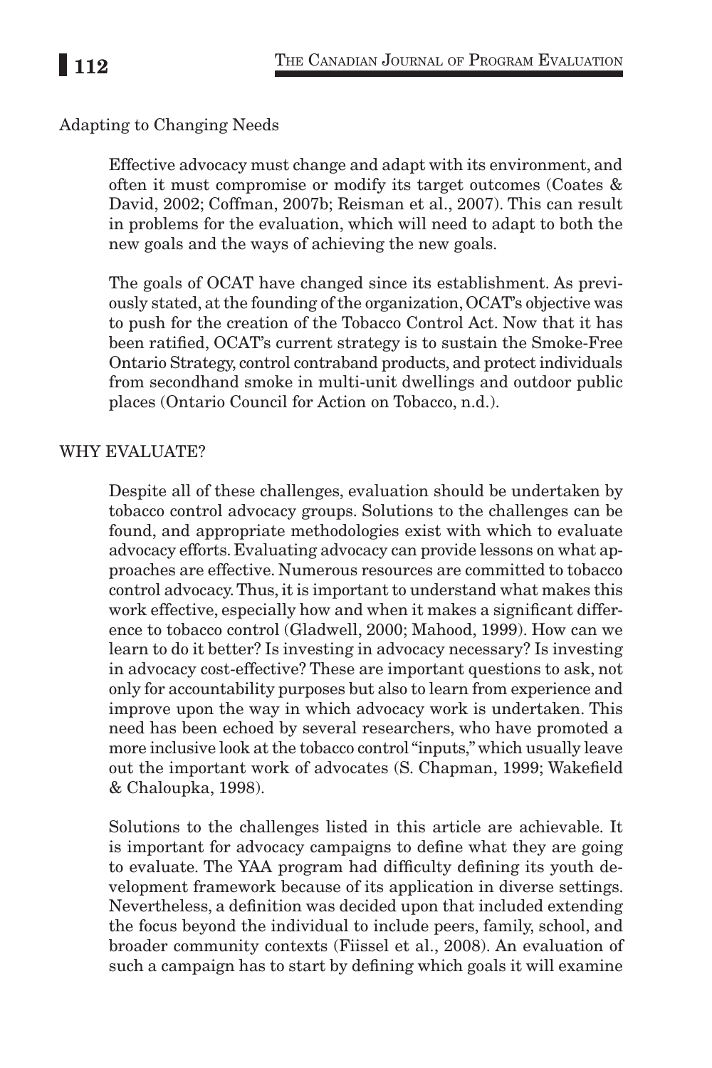### Adapting to Changing Needs

Effective advocacy must change and adapt with its environment, and often it must compromise or modify its target outcomes (Coates & David, 2002; Coffman, 2007b; Reisman et al., 2007). This can result in problems for the evaluation, which will need to adapt to both the new goals and the ways of achieving the new goals.

The goals of OCAT have changed since its establishment. As previously stated, at the founding of the organization, OCAT's objective was to push for the creation of the Tobacco Control Act. Now that it has been ratified, OCAT's current strategy is to sustain the Smoke-Free Ontario Strategy, control contraband products, and protect individuals from secondhand smoke in multi-unit dwellings and outdoor public places (Ontario Council for Action on Tobacco, n.d.).

## WHY EVALUATE?

Despite all of these challenges, evaluation should be undertaken by tobacco control advocacy groups. Solutions to the challenges can be found, and appropriate methodologies exist with which to evaluate advocacy efforts. Evaluating advocacy can provide lessons on what approaches are effective. Numerous resources are committed to tobacco control advocacy. Thus, it is important to understand what makes this work effective, especially how and when it makes a significant difference to tobacco control (Gladwell, 2000; Mahood, 1999). How can we learn to do it better? Is investing in advocacy necessary? Is investing in advocacy cost-effective? These are important questions to ask, not only for accountability purposes but also to learn from experience and improve upon the way in which advocacy work is undertaken. This need has been echoed by several researchers, who have promoted a more inclusive look at the tobacco control "inputs," which usually leave out the important work of advocates (S. Chapman, 1999; Wakefield & Chaloupka, 1998).

Solutions to the challenges listed in this article are achievable. It is important for advocacy campaigns to define what they are going to evaluate. The YAA program had difficulty defining its youth development framework because of its application in diverse settings. Nevertheless, a definition was decided upon that included extending the focus beyond the individual to include peers, family, school, and broader community contexts (Fiissel et al., 2008). An evaluation of such a campaign has to start by defining which goals it will examine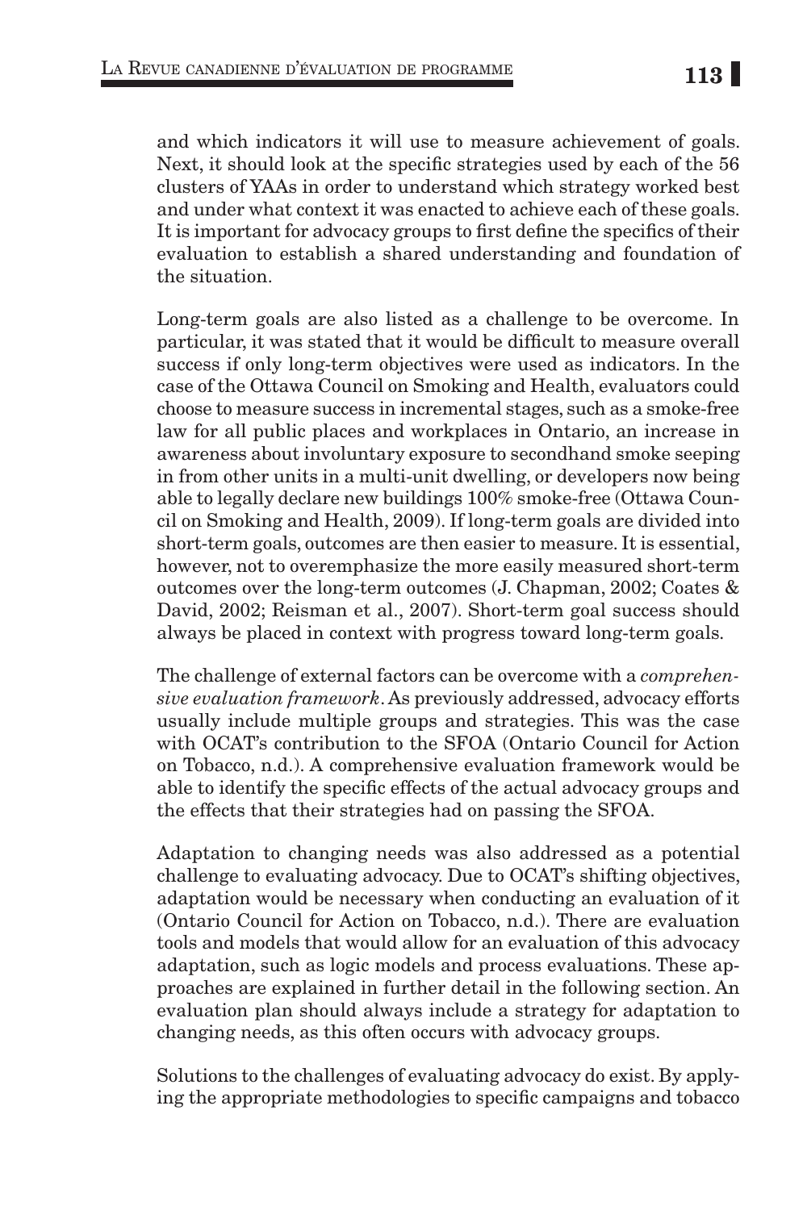and which indicators it will use to measure achievement of goals. Next, it should look at the specific strategies used by each of the 56 clusters of YAAs in order to understand which strategy worked best and under what context it was enacted to achieve each of these goals. It is important for advocacy groups to first define the specifics of their evaluation to establish a shared understanding and foundation of the situation.

Long-term goals are also listed as a challenge to be overcome. In particular, it was stated that it would be difficult to measure overall success if only long-term objectives were used as indicators. In the case of the Ottawa Council on Smoking and Health, evaluators could choose to measure success in incremental stages, such as a smoke-free law for all public places and workplaces in Ontario, an increase in awareness about involuntary exposure to secondhand smoke seeping in from other units in a multi-unit dwelling, or developers now being able to legally declare new buildings 100% smoke-free (Ottawa Council on Smoking and Health, 2009). If long-term goals are divided into short-term goals, outcomes are then easier to measure. It is essential, however, not to overemphasize the more easily measured short-term outcomes over the long-term outcomes (J. Chapman, 2002; Coates & David, 2002; Reisman et al., 2007). Short-term goal success should always be placed in context with progress toward long-term goals.

The challenge of external factors can be overcome with a *comprehensive evaluation framework*. As previously addressed, advocacy efforts usually include multiple groups and strategies. This was the case with OCAT's contribution to the SFOA (Ontario Council for Action on Tobacco, n.d.). A comprehensive evaluation framework would be able to identify the specific effects of the actual advocacy groups and the effects that their strategies had on passing the SFOA.

Adaptation to changing needs was also addressed as a potential challenge to evaluating advocacy. Due to OCAT's shifting objectives, adaptation would be necessary when conducting an evaluation of it (Ontario Council for Action on Tobacco, n.d.). There are evaluation tools and models that would allow for an evaluation of this advocacy adaptation, such as logic models and process evaluations. These approaches are explained in further detail in the following section. An evaluation plan should always include a strategy for adaptation to changing needs, as this often occurs with advocacy groups.

Solutions to the challenges of evaluating advocacy do exist. By applying the appropriate methodologies to specific campaigns and tobacco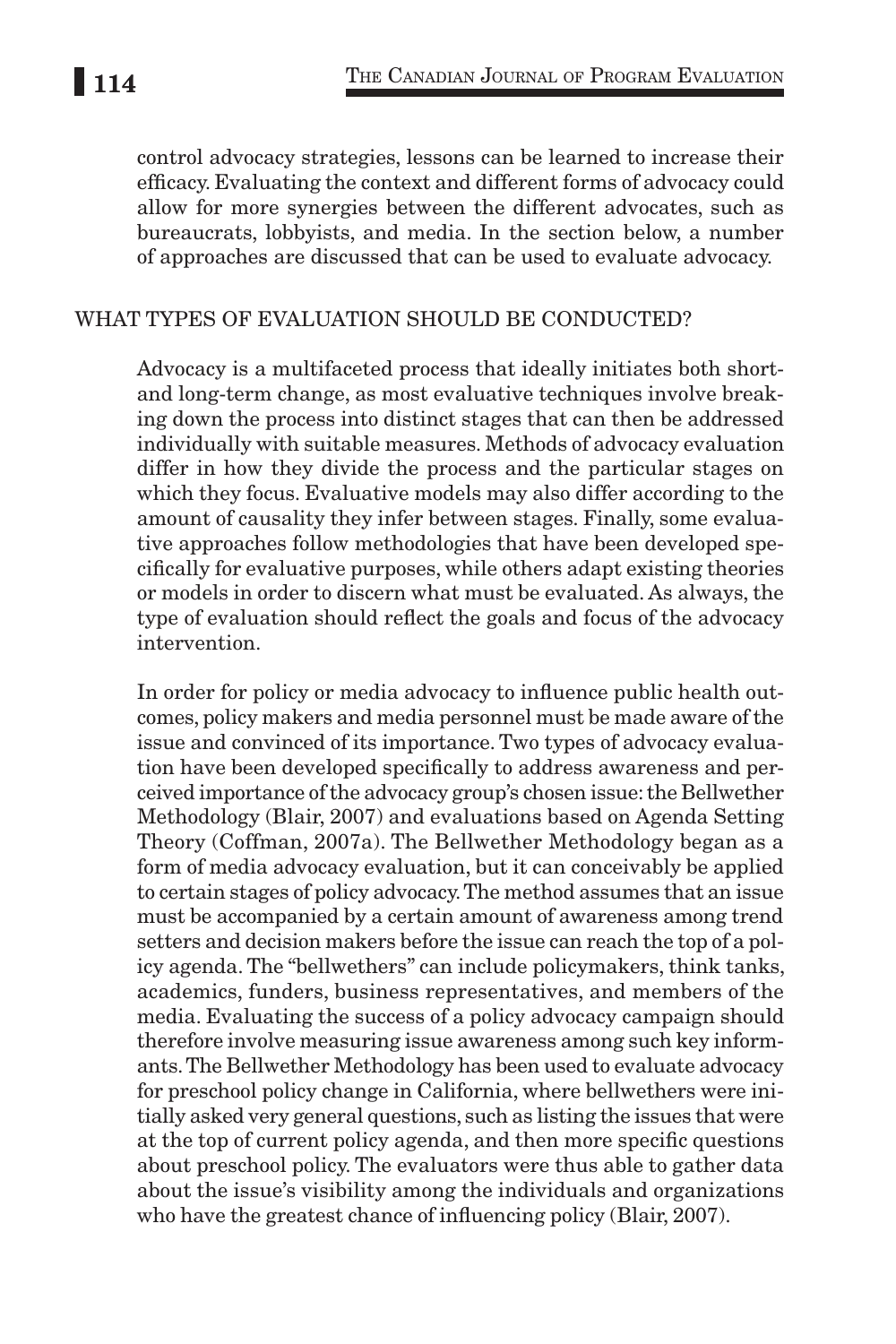control advocacy strategies, lessons can be learned to increase their efficacy. Evaluating the context and different forms of advocacy could allow for more synergies between the different advocates, such as bureaucrats, lobbyists, and media. In the section below, a number of approaches are discussed that can be used to evaluate advocacy.

## WHAT TYPES OF EVALUATION SHOULD BE CONDUCTED?

Advocacy is a multifaceted process that ideally initiates both short- and long-term change, as most evaluative techniques involve breaking down the process into distinct stages that can then be addressed individually with suitable measures. Methods of advocacy evaluation differ in how they divide the process and the particular stages on which they focus. Evaluative models may also differ according to the amount of causality they infer between stages. Finally, some evaluative approaches follow methodologies that have been developed specifically for evaluative purposes, while others adapt existing theories or models in order to discern what must be evaluated. As always, the type of evaluation should reflect the goals and focus of the advocacy intervention.

In order for policy or media advocacy to influence public health outcomes, policy makers and media personnel must be made aware of the issue and convinced of its importance. Two types of advocacy evaluation have been developed specifically to address awareness and perceived importance of the advocacy group's chosen issue: the Bellwether Methodology (Blair, 2007) and evaluations based on Agenda Setting Theory (Coffman, 2007a). The Bellwether Methodology began as a form of media advocacy evaluation, but it can conceivably be applied to certain stages of policy advocacy. The method assumes that an issue must be accompanied by a certain amount of awareness among trend setters and decision makers before the issue can reach the top of a policy agenda. The "bellwethers" can include policymakers, think tanks, academics, funders, business representatives, and members of the media. Evaluating the success of a policy advocacy campaign should therefore involve measuring issue awareness among such key informants. The Bellwether Methodology has been used to evaluate advocacy for preschool policy change in California, where bellwethers were initially asked very general questions, such as listing the issues that were at the top of current policy agenda, and then more specific questions about preschool policy. The evaluators were thus able to gather data about the issue's visibility among the individuals and organizations who have the greatest chance of influencing policy (Blair, 2007).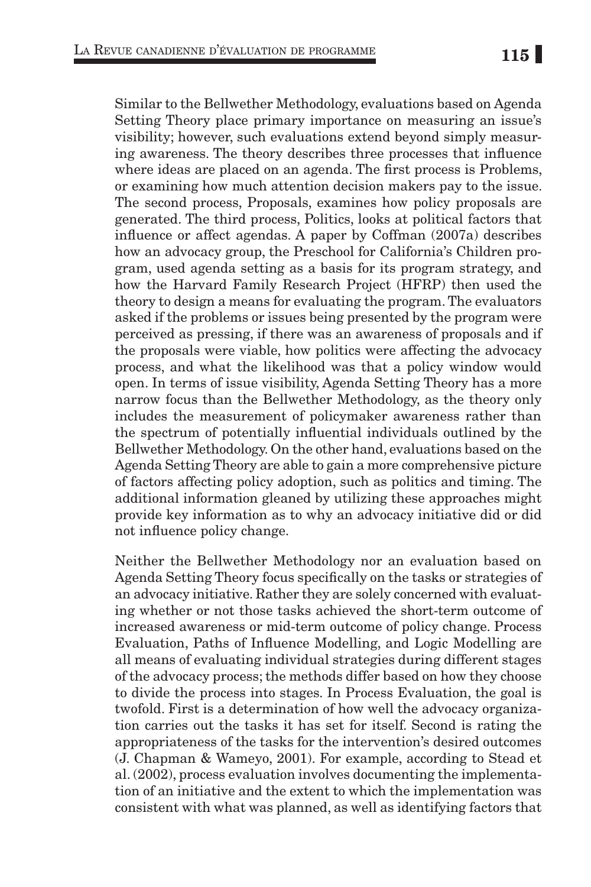Similar to the Bellwether Methodology, evaluations based on Agenda Setting Theory place primary importance on measuring an issue's visibility; however, such evaluations extend beyond simply measuring awareness. The theory describes three processes that influence where ideas are placed on an agenda. The first process is Problems, or examining how much attention decision makers pay to the issue. The second process, Proposals, examines how policy proposals are generated. The third process, Politics, looks at political factors that influence or affect agendas. A paper by Coffman (2007a) describes how an advocacy group, the Preschool for California's Children program, used agenda setting as a basis for its program strategy, and how the Harvard Family Research Project (HFRP) then used the theory to design a means for evaluating the program. The evaluators asked if the problems or issues being presented by the program were perceived as pressing, if there was an awareness of proposals and if the proposals were viable, how politics were affecting the advocacy process, and what the likelihood was that a policy window would open. In terms of issue visibility, Agenda Setting Theory has a more narrow focus than the Bellwether Methodology, as the theory only includes the measurement of policymaker awareness rather than the spectrum of potentially influential individuals outlined by the Bellwether Methodology. On the other hand, evaluations based on the Agenda Setting Theory are able to gain a more comprehensive picture of factors affecting policy adoption, such as politics and timing. The additional information gleaned by utilizing these approaches might provide key information as to why an advocacy initiative did or did not influence policy change.

Neither the Bellwether Methodology nor an evaluation based on Agenda Setting Theory focus specifically on the tasks or strategies of an advocacy initiative. Rather they are solely concerned with evaluating whether or not those tasks achieved the short-term outcome of increased awareness or mid-term outcome of policy change. Process Evaluation, Paths of Influence Modelling, and Logic Modelling are all means of evaluating individual strategies during different stages of the advocacy process; the methods differ based on how they choose to divide the process into stages. In Process Evaluation, the goal is twofold. First is a determination of how well the advocacy organization carries out the tasks it has set for itself. Second is rating the appropriateness of the tasks for the intervention's desired outcomes (J. Chapman & Wameyo, 2001). For example, according to Stead et al. (2002), process evaluation involves documenting the implementation of an initiative and the extent to which the implementation was consistent with what was planned, as well as identifying factors that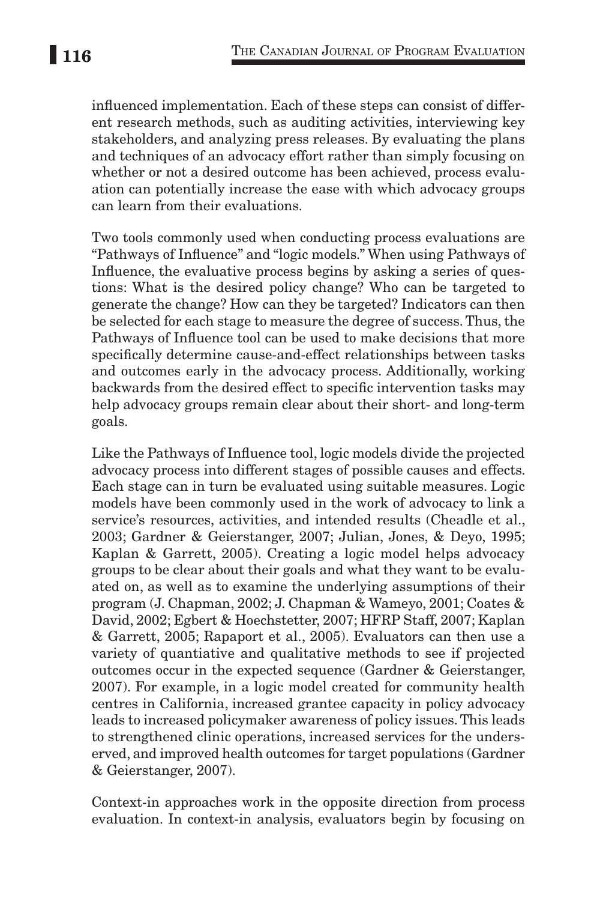influenced implementation. Each of these steps can consist of different research methods, such as auditing activities, interviewing key stakeholders, and analyzing press releases. By evaluating the plans and techniques of an advocacy effort rather than simply focusing on whether or not a desired outcome has been achieved, process evaluation can potentially increase the ease with which advocacy groups can learn from their evaluations.

Two tools commonly used when conducting process evaluations are "Pathways of Influence" and "logic models." When using Pathways of Influence, the evaluative process begins by asking a series of questions: What is the desired policy change? Who can be targeted to generate the change? How can they be targeted? Indicators can then be selected for each stage to measure the degree of success. Thus, the Pathways of Influence tool can be used to make decisions that more specifically determine cause-and-effect relationships between tasks and outcomes early in the advocacy process. Additionally, working backwards from the desired effect to specific intervention tasks may help advocacy groups remain clear about their short- and long-term goals.

Like the Pathways of Influence tool, logic models divide the projected advocacy process into different stages of possible causes and effects. Each stage can in turn be evaluated using suitable measures. Logic models have been commonly used in the work of advocacy to link a service's resources, activities, and intended results (Cheadle et al., 2003; Gardner & Geierstanger, 2007; Julian, Jones, & Deyo, 1995; Kaplan & Garrett, 2005). Creating a logic model helps advocacy groups to be clear about their goals and what they want to be evaluated on, as well as to examine the underlying assumptions of their program (J. Chapman, 2002; J. Chapman & Wameyo, 2001; Coates & David, 2002; Egbert & Hoechstetter, 2007; HFRP Staff, 2007; Kaplan & Garrett, 2005; Rapaport et al., 2005). Evaluators can then use a variety of quantiative and qualitative methods to see if projected outcomes occur in the expected sequence (Gardner & Geierstanger, 2007). For example, in a logic model created for community health centres in California, increased grantee capacity in policy advocacy leads to increased policymaker awareness of policy issues. This leads to strengthened clinic operations, increased services for the underserved, and improved health outcomes for target populations (Gardner & Geierstanger, 2007).

Context-in approaches work in the opposite direction from process evaluation. In context-in analysis, evaluators begin by focusing on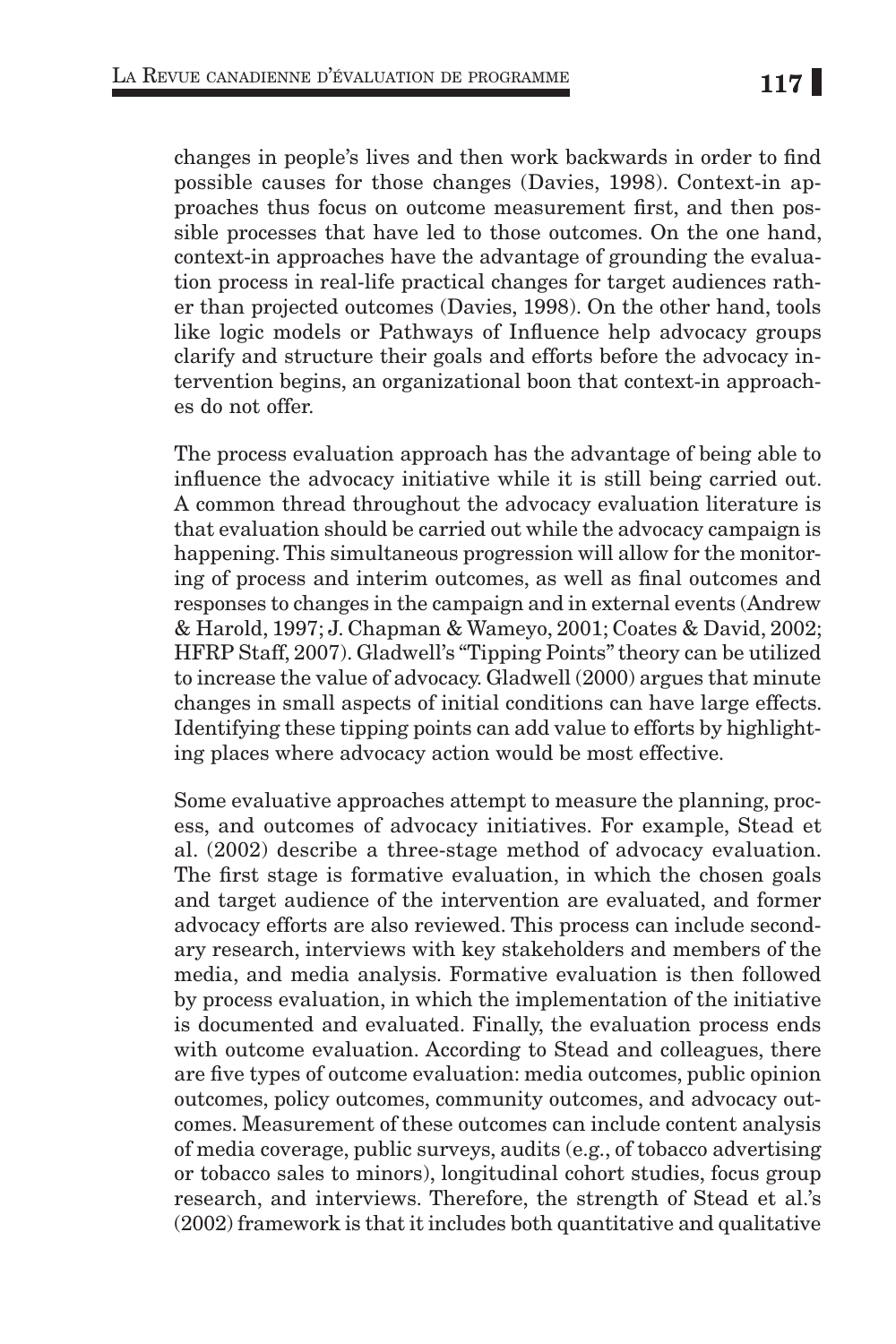changes in people's lives and then work backwards in order to find possible causes for those changes (Davies, 1998). Context-in approaches thus focus on outcome measurement first, and then possible processes that have led to those outcomes. On the one hand, context-in approaches have the advantage of grounding the evaluation process in real-life practical changes for target audiences rather than projected outcomes (Davies, 1998). On the other hand, tools like logic models or Pathways of Influence help advocacy groups clarify and structure their goals and efforts before the advocacy intervention begins, an organizational boon that context-in approaches do not offer.

The process evaluation approach has the advantage of being able to influence the advocacy initiative while it is still being carried out. A common thread throughout the advocacy evaluation literature is that evaluation should be carried out while the advocacy campaign is happening. This simultaneous progression will allow for the monitoring of process and interim outcomes, as well as final outcomes and responses to changes in the campaign and in external events (Andrew & Harold, 1997; J. Chapman & Wameyo, 2001; Coates & David, 2002; HFRP Staff, 2007). Gladwell's "Tipping Points" theory can be utilized to increase the value of advocacy. Gladwell (2000) argues that minute changes in small aspects of initial conditions can have large effects. Identifying these tipping points can add value to efforts by highlighting places where advocacy action would be most effective.

Some evaluative approaches attempt to measure the planning, process, and outcomes of advocacy initiatives. For example, Stead et al. (2002) describe a three-stage method of advocacy evaluation. The first stage is formative evaluation, in which the chosen goals and target audience of the intervention are evaluated, and former advocacy efforts are also reviewed. This process can include secondary research, interviews with key stakeholders and members of the media, and media analysis. Formative evaluation is then followed by process evaluation, in which the implementation of the initiative is documented and evaluated. Finally, the evaluation process ends with outcome evaluation. According to Stead and colleagues, there are five types of outcome evaluation: media outcomes, public opinion outcomes, policy outcomes, community outcomes, and advocacy outcomes. Measurement of these outcomes can include content analysis of media coverage, public surveys, audits (e.g., of tobacco advertising or tobacco sales to minors), longitudinal cohort studies, focus group research, and interviews. Therefore, the strength of Stead et al.'s (2002) framework is that it includes both quantitative and qualitative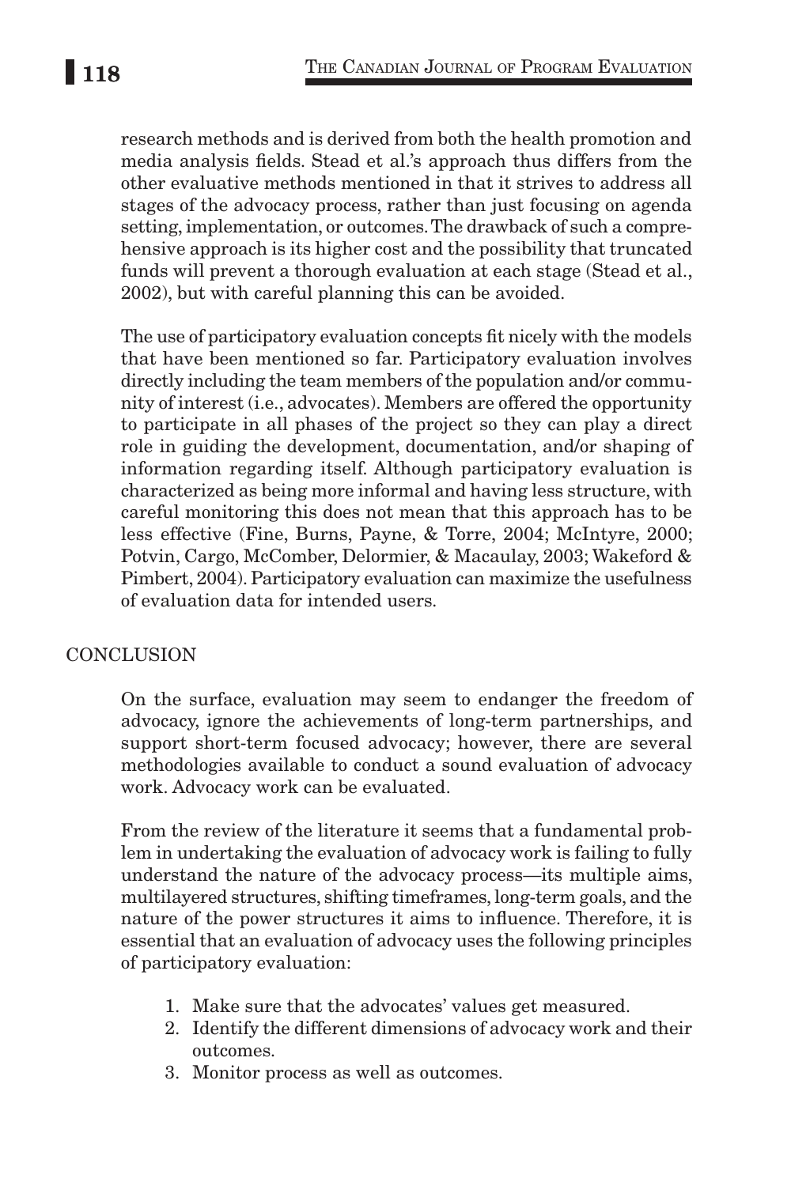research methods and is derived from both the health promotion and media analysis fields. Stead et al.'s approach thus differs from the other evaluative methods mentioned in that it strives to address all stages of the advocacy process, rather than just focusing on agenda setting, implementation, or outcomes. The drawback of such a comprehensive approach is its higher cost and the possibility that truncated funds will prevent a thorough evaluation at each stage (Stead et al., 2002), but with careful planning this can be avoided.

The use of participatory evaluation concepts fit nicely with the models that have been mentioned so far. Participatory evaluation involves directly including the team members of the population and/or community of interest (i.e., advocates). Members are offered the opportunity to participate in all phases of the project so they can play a direct role in guiding the development, documentation, and/or shaping of information regarding itself. Although participatory evaluation is characterized as being more informal and having less structure, with careful monitoring this does not mean that this approach has to be less effective (Fine, Burns, Payne, & Torre, 2004; McIntyre, 2000; Potvin, Cargo, McComber, Delormier, & Macaulay, 2003; Wakeford & Pimbert, 2004). Participatory evaluation can maximize the usefulness of evaluation data for intended users.

## CONCLUSION

On the surface, evaluation may seem to endanger the freedom of advocacy, ignore the achievements of long-term partnerships, and support short-term focused advocacy; however, there are several methodologies available to conduct a sound evaluation of advocacy work. Advocacy work can be evaluated.

From the review of the literature it seems that a fundamental problem in undertaking the evaluation of advocacy work is failing to fully understand the nature of the advocacy process—its multiple aims, multilayered structures, shifting timeframes, long-term goals, and the nature of the power structures it aims to influence. Therefore, it is essential that an evaluation of advocacy uses the following principles of participatory evaluation:

1. Make sure that the advocates' values get measured.
2. Identify the different dimensions of advocacy work and their outcomes.
3. Monitor process as well as outcomes.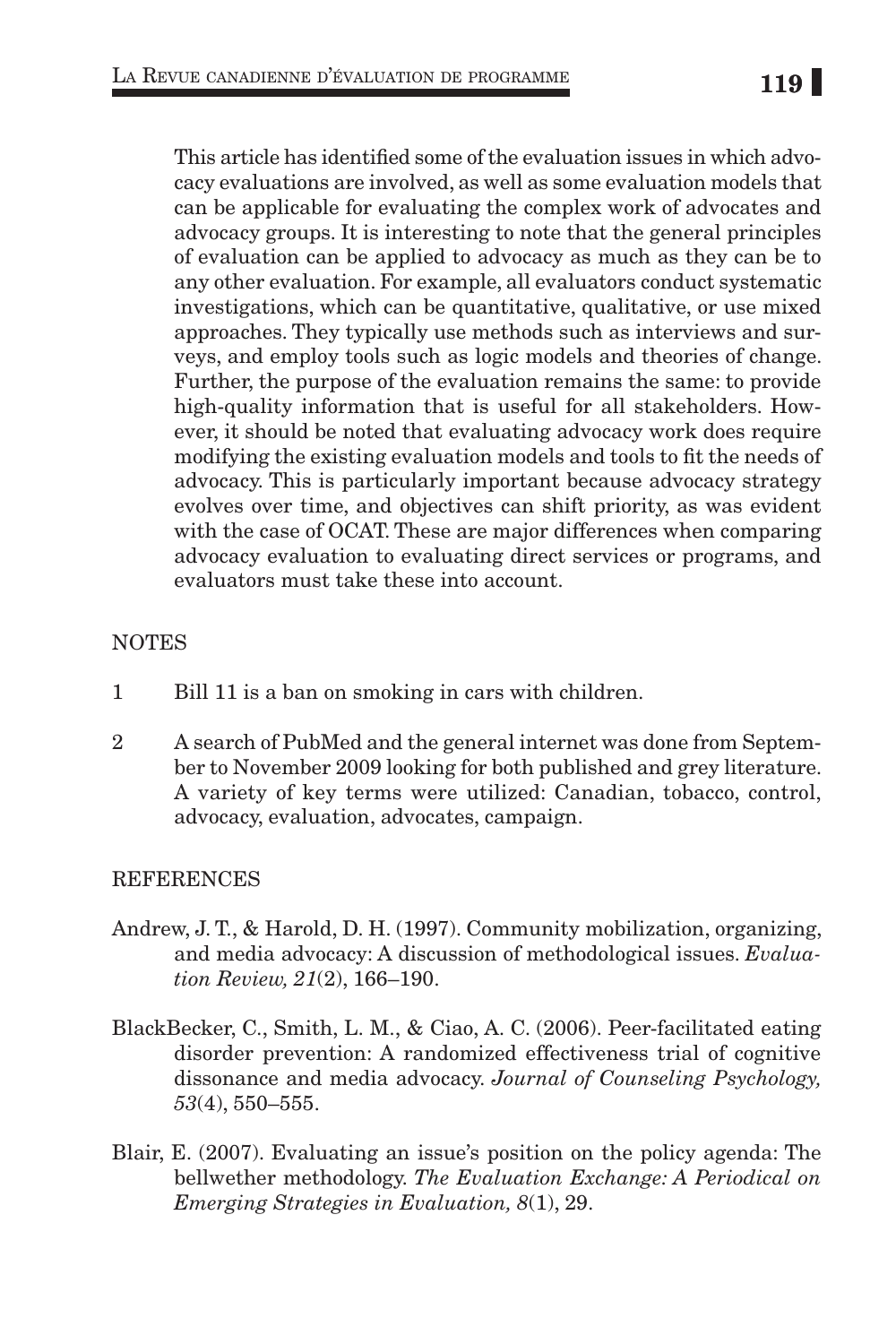This article has identified some of the evaluation issues in which advocacy evaluations are involved, as well as some evaluation models that can be applicable for evaluating the complex work of advocates and advocacy groups. It is interesting to note that the general principles of evaluation can be applied to advocacy as much as they can be to any other evaluation. For example, all evaluators conduct systematic investigations, which can be quantitative, qualitative, or use mixed approaches. They typically use methods such as interviews and surveys, and employ tools such as logic models and theories of change. Further, the purpose of the evaluation remains the same: to provide high-quality information that is useful for all stakeholders. However, it should be noted that evaluating advocacy work does require modifying the existing evaluation models and tools to fit the needs of advocacy. This is particularly important because advocacy strategy evolves over time, and objectives can shift priority, as was evident with the case of OCAT. These are major differences when comparing advocacy evaluation to evaluating direct services or programs, and evaluators must take these into account.

## NOTES

1. Bill 11 is a ban on smoking in cars with children.
2. A search of PubMed and the general internet was done from September to November 2009 looking for both published and grey literature. A variety of key terms were utilized: Canadian, tobacco, control, advocacy, evaluation, advocates, campaign.

## REFERENCES

Andrew, J. T., & Harold, D. H. (1997). Community mobilization, organizing, and media advocacy: A discussion of methodological issues. *Evaluation Review, 21*(2), 166–190.

BlackBecker, C., Smith, L. M., & Ciao, A. C. (2006). Peer-facilitated eating disorder prevention: A randomized effectiveness trial of cognitive dissonance and media advocacy. *Journal of Counseling Psychology, 53*(4), 550–555.

Blair, E. (2007). Evaluating an issue's position on the policy agenda: The bellwether methodology. *The Evaluation Exchange: A Periodical on Emerging Strategies in Evaluation, 8*(1), 29.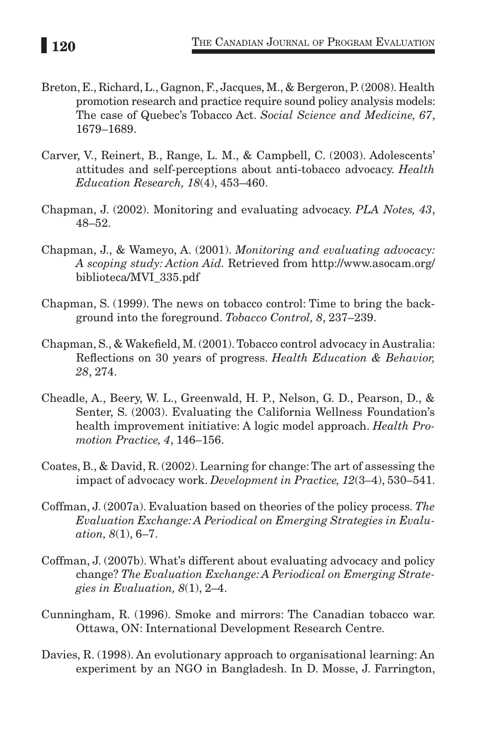Breton, E., Richard, L., Gagnon, F., Jacques, M., & Bergeron, P. (2008). Health promotion research and practice require sound policy analysis models: The case of Quebec's Tobacco Act. *Social Science and Medicine, 67*, 1679–1689.

Carver, V., Reinert, B., Range, L. M., & Campbell, C. (2003). Adolescents' attitudes and self-perceptions about anti-tobacco advocacy. *Health Education Research, 18*(4), 453–460.

Chapman, J. (2002). Monitoring and evaluating advocacy. *PLA Notes, 43*, 48–52.

Chapman, J., & Wameyo, A. (2001). *Monitoring and evaluating advocacy: A scoping study: Action Aid.* Retrieved from http://www.asocam.org/biblioteca/MVI_335.pdf

Chapman, S. (1999). The news on tobacco control: Time to bring the background into the foreground. *Tobacco Control, 8*, 237–239.

Chapman, S., & Wakefield, M. (2001). Tobacco control advocacy in Australia: Reflections on 30 years of progress. *Health Education & Behavior, 28*, 274.

Cheadle, A., Beery, W. L., Greenwald, H. P., Nelson, G. D., Pearson, D., & Senter, S. (2003). Evaluating the California Wellness Foundation's health improvement initiative: A logic model approach. *Health Promotion Practice, 4*, 146–156.

Coates, B., & David, R. (2002). Learning for change: The art of assessing the impact of advocacy work. *Development in Practice, 12*(3–4), 530–541.

Coffman, J. (2007a). Evaluation based on theories of the policy process. *The Evaluation Exchange: A Periodical on Emerging Strategies in Evaluation, 8*(1), 6–7.

Coffman, J. (2007b). What's different about evaluating advocacy and policy change? *The Evaluation Exchange: A Periodical on Emerging Strategies in Evaluation, 8*(1), 2–4.

Cunningham, R. (1996). Smoke and mirrors: The Canadian tobacco war. Ottawa, ON: International Development Research Centre.

Davies, R. (1998). An evolutionary approach to organisational learning: An experiment by an NGO in Bangladesh. In D. Mosse, J. Farrington,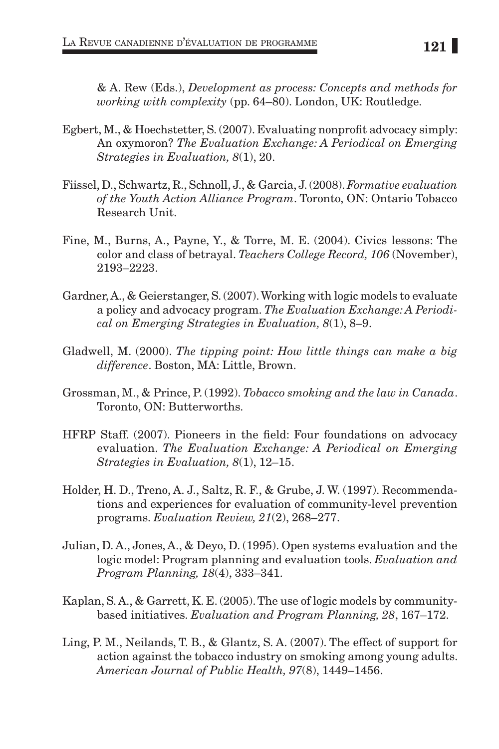& A. Rew (Eds.), *Development as process: Concepts and methods for working with complexity* (pp. 64–80). London, UK: Routledge.

Egbert, M., & Hoechstetter, S. (2007). Evaluating nonprofit advocacy simply: An oxymoron? *The Evaluation Exchange: A Periodical on Emerging Strategies in Evaluation, 8*(1), 20.

Fiissel, D., Schwartz, R., Schnoll, J., & Garcia, J. (2008). *Formative evaluation of the Youth Action Alliance Program*. Toronto, ON: Ontario Tobacco Research Unit.

Fine, M., Burns, A., Payne, Y., & Torre, M. E. (2004). Civics lessons: The color and class of betrayal. *Teachers College Record, 106* (November), 2193–2223.

Gardner, A., & Geierstanger, S. (2007). Working with logic models to evaluate a policy and advocacy program. *The Evaluation Exchange: A Periodical on Emerging Strategies in Evaluation, 8*(1), 8–9.

Gladwell, M. (2000). *The tipping point: How little things can make a big difference*. Boston, MA: Little, Brown.

Grossman, M., & Prince, P. (1992). *Tobacco smoking and the law in Canada*. Toronto, ON: Butterworths.

HFRP Staff. (2007). Pioneers in the field: Four foundations on advocacy evaluation. *The Evaluation Exchange: A Periodical on Emerging Strategies in Evaluation, 8*(1), 12–15.

Holder, H. D., Treno, A. J., Saltz, R. F., & Grube, J. W. (1997). Recommendations and experiences for evaluation of community-level prevention programs. *Evaluation Review, 21*(2), 268–277.

Julian, D. A., Jones, A., & Deyo, D. (1995). Open systems evaluation and the logic model: Program planning and evaluation tools. *Evaluation and Program Planning, 18*(4), 333–341.

Kaplan, S. A., & Garrett, K. E. (2005). The use of logic models by community-based initiatives. *Evaluation and Program Planning, 28*, 167–172.

Ling, P. M., Neilands, T. B., & Glantz, S. A. (2007). The effect of support for action against the tobacco industry on smoking among young adults. *American Journal of Public Health, 97*(8), 1449–1456.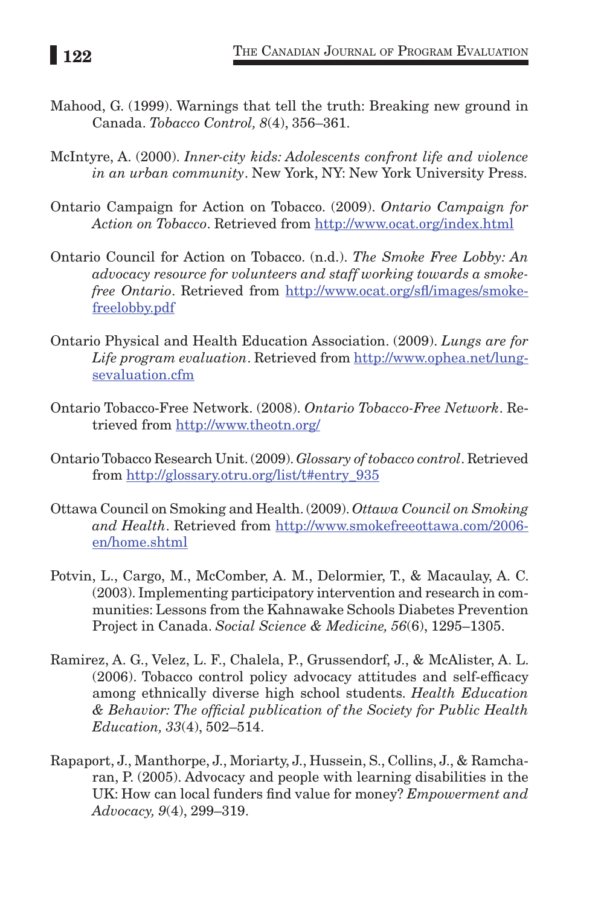Mahood, G. (1999). Warnings that tell the truth: Breaking new ground in Canada. *Tobacco Control, 8*(4), 356–361.

McIntyre, A. (2000). *Inner-city kids: Adolescents confront life and violence in an urban community*. New York, NY: New York University Press.

Ontario Campaign for Action on Tobacco. (2009). *Ontario Campaign for Action on Tobacco*. Retrieved from http://www.ocat.org/index.html

Ontario Council for Action on Tobacco. (n.d.). *The Smoke Free Lobby: An advocacy resource for volunteers and staff working towards a smoke-free Ontario*. Retrieved from http://www.ocat.org/sfl/images/smoke-freelobby.pdf

Ontario Physical and Health Education Association. (2009). *Lungs are for Life program evaluation*. Retrieved from http://www.ophea.net/lung-sevaluation.cfm

Ontario Tobacco-Free Network. (2008). *Ontario Tobacco-Free Network*. Retrieved from http://www.theotn.org/

Ontario Tobacco Research Unit. (2009). *Glossary of tobacco control*. Retrieved from http://glossary.otru.org/list/t#entry_935

Ottawa Council on Smoking and Health. (2009). *Ottawa Council on Smoking and Health*. Retrieved from http://www.smokefreeottawa.com/2006-en/home.shtml

Potvin, L., Cargo, M., McComber, A. M., Delormier, T., & Macaulay, A. C. (2003). Implementing participatory intervention and research in communities: Lessons from the Kahnawake Schools Diabetes Prevention Project in Canada. *Social Science & Medicine, 56*(6), 1295–1305.

Ramirez, A. G., Velez, L. F., Chalela, P., Grussendorf, J., & McAlister, A. L. (2006). Tobacco control policy advocacy attitudes and self-efficacy among ethnically diverse high school students. *Health Education & Behavior: The official publication of the Society for Public Health Education, 33*(4), 502–514.

Rapaport, J., Manthorpe, J., Moriarty, J., Hussein, S., Collins, J., & Ramcharan, P. (2005). Advocacy and people with learning disabilities in the UK: How can local funders find value for money? *Empowerment and Advocacy, 9*(4), 299–319.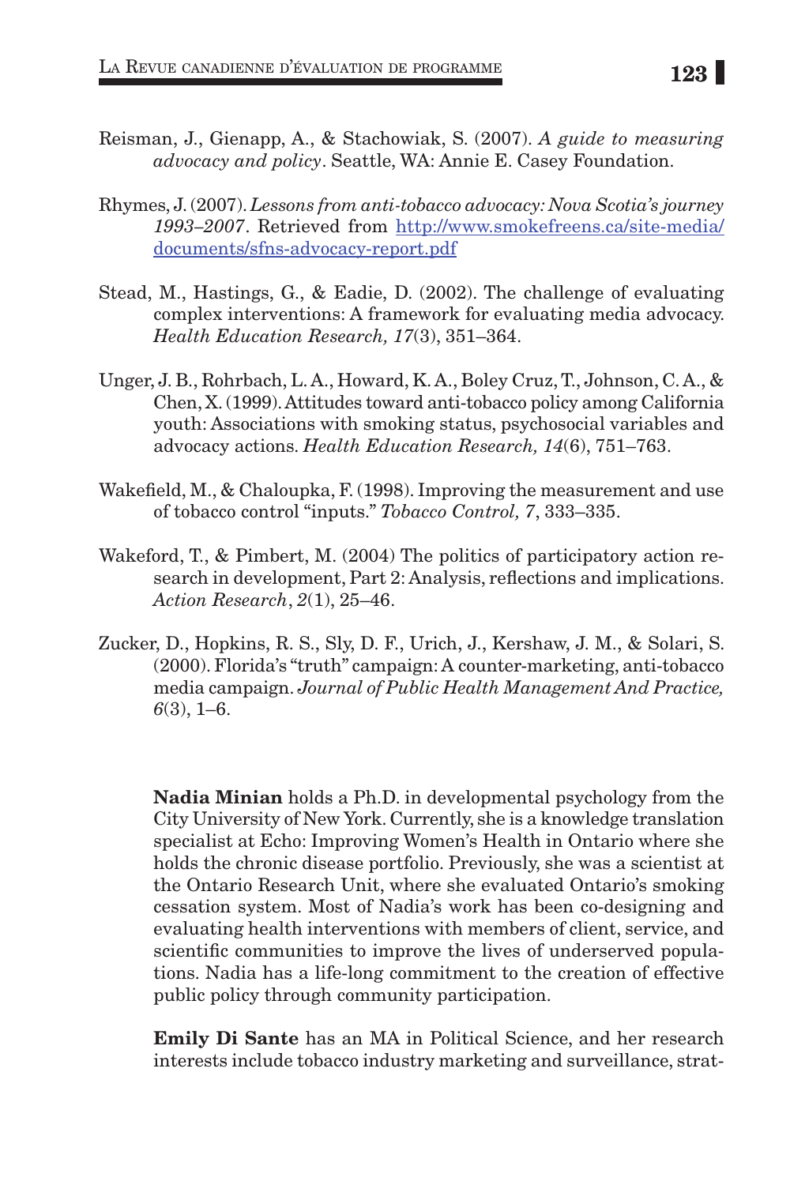Reisman, J., Gienapp, A., & Stachowiak, S. (2007). *A guide to measuring advocacy and policy*. Seattle, WA: Annie E. Casey Foundation.

Rhymes, J. (2007). *Lessons from anti-tobacco advocacy: Nova Scotia's journey 1993–2007*. Retrieved from http://www.smokefreens.ca/site-media/documents/sfns-advocacy-report.pdf

Stead, M., Hastings, G., & Eadie, D. (2002). The challenge of evaluating complex interventions: A framework for evaluating media advocacy. *Health Education Research, 17*(3), 351–364.

Unger, J. B., Rohrbach, L. A., Howard, K. A., Boley Cruz, T., Johnson, C. A., & Chen, X. (1999). Attitudes toward anti-tobacco policy among California youth: Associations with smoking status, psychosocial variables and advocacy actions. *Health Education Research, 14*(6), 751–763.

Wakefield, M., & Chaloupka, F. (1998). Improving the measurement and use of tobacco control "inputs." *Tobacco Control, 7*, 333–335.

Wakeford, T., & Pimbert, M. (2004) The politics of participatory action research in development, Part 2: Analysis, reflections and implications. *Action Research*, *2*(1), 25–46.

Zucker, D., Hopkins, R. S., Sly, D. F., Urich, J., Kershaw, J. M., & Solari, S. (2000). Florida's "truth" campaign: A counter-marketing, anti-tobacco media campaign. *Journal of Public Health Management And Practice, 6*(3), 1–6.

**Nadia Minian** holds a Ph.D. in developmental psychology from the City University of New York. Currently, she is a knowledge translation specialist at Echo: Improving Women's Health in Ontario where she holds the chronic disease portfolio. Previously, she was a scientist at the Ontario Research Unit, where she evaluated Ontario's smoking cessation system. Most of Nadia's work has been co-designing and evaluating health interventions with members of client, service, and scientific communities to improve the lives of underserved populations. Nadia has a life-long commitment to the creation of effective public policy through community participation.

**Emily Di Sante** has an MA in Political Science, and her research interests include tobacco industry marketing and surveillance, strat-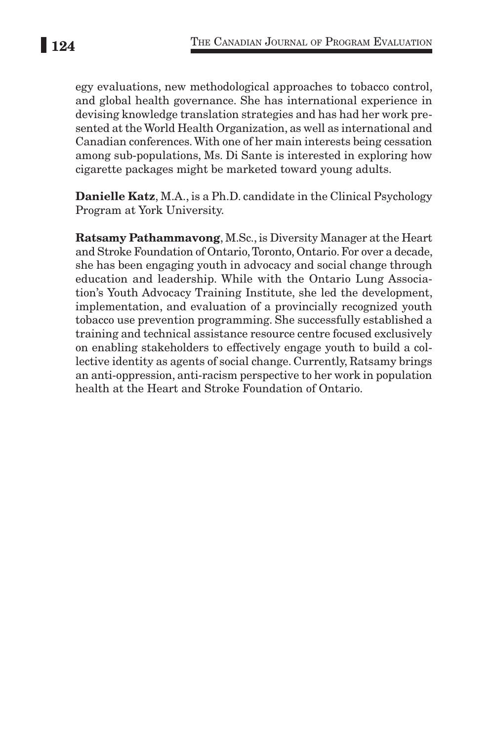egy evaluations, new methodological approaches to tobacco control, and global health governance. She has international experience in devising knowledge translation strategies and has had her work presented at the World Health Organization, as well as international and Canadian conferences. With one of her main interests being cessation among sub-populations, Ms. Di Sante is interested in exploring how cigarette packages might be marketed toward young adults.

**Danielle Katz**, M.A., is a Ph.D. candidate in the Clinical Psychology Program at York University.

**Ratsamy Pathammavong**, M.Sc., is Diversity Manager at the Heart and Stroke Foundation of Ontario, Toronto, Ontario. For over a decade, she has been engaging youth in advocacy and social change through education and leadership. While with the Ontario Lung Association's Youth Advocacy Training Institute, she led the development, implementation, and evaluation of a provincially recognized youth tobacco use prevention programming. She successfully established a training and technical assistance resource centre focused exclusively on enabling stakeholders to effectively engage youth to build a collective identity as agents of social change. Currently, Ratsamy brings an anti-oppression, anti-racism perspective to her work in population health at the Heart and Stroke Foundation of Ontario.